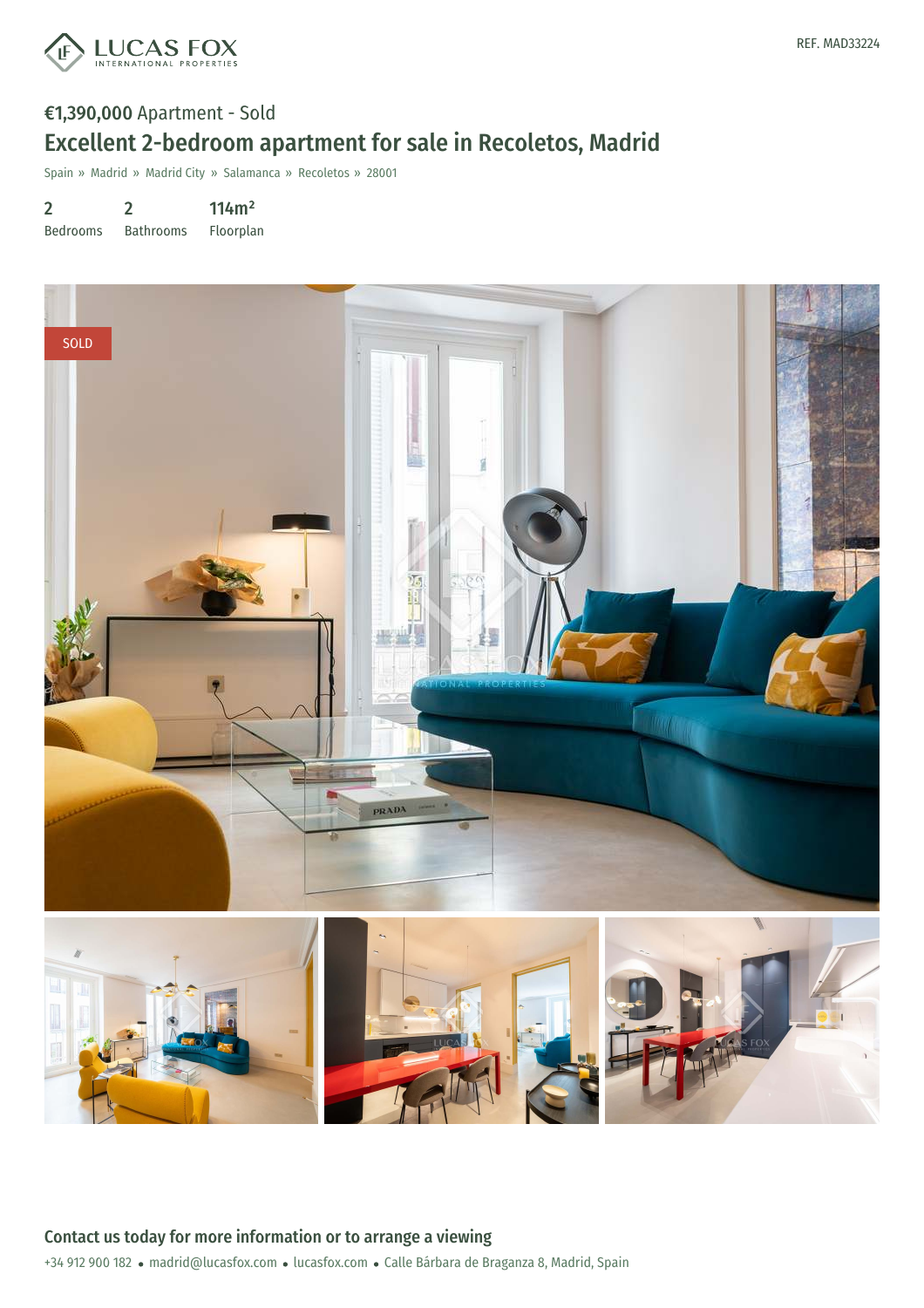REF. MAD33224

€1,390,000 Apartment - Sold

# Excellent 2-bedroom apartment for sale in Recoletos, Madrid

Spain » Madrid » Madrid City » Salamanca » Recoletos » 28001

| 2 | 2 | 114m² |
| --- | --- | --- |
| Bedrooms | Bathrooms | Floorplan |

SOLD

## Contact us today for more information or to arrange a viewing

+34 912 900 182 • madrid@lucasfox.com • lucasfox.com • Calle Bárbara de Braganza 8, Madrid, Spain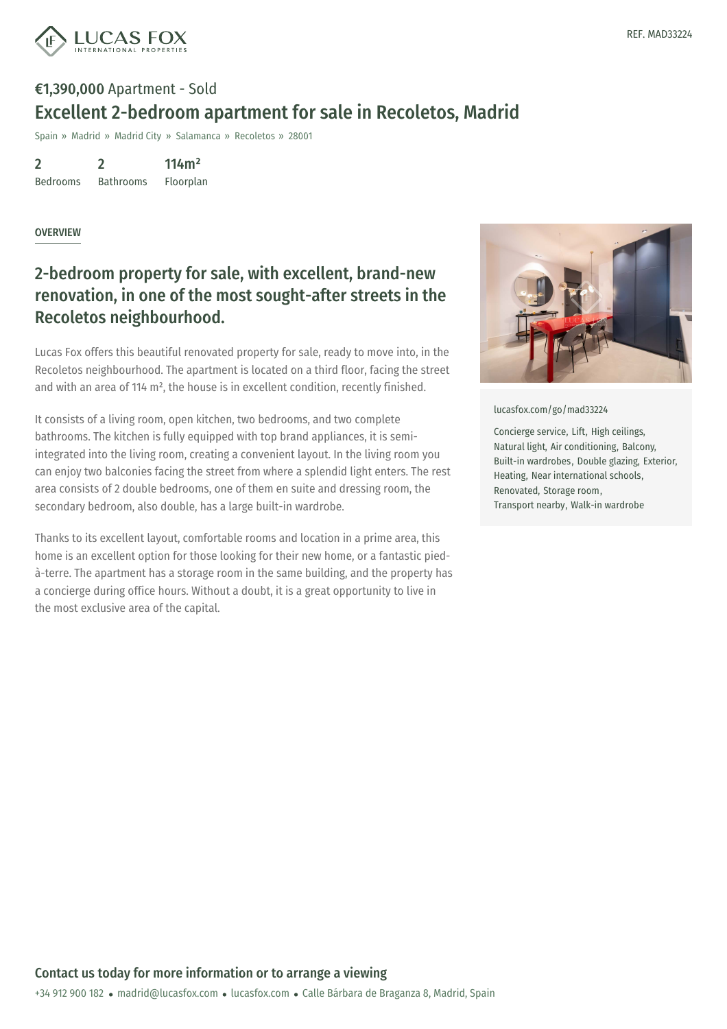REF. MAD33224

**€1,390,000** Apartment - Sold

# Excellent 2-bedroom apartment for sale in Recoletos, Madrid

Spain » Madrid » Madrid City » Salamanca » Recoletos » 28001

| 2 | 2 | 114m² |
|---|---|---|
| Bedrooms | Bathrooms | Floorplan |

OVERVIEW

## 2-bedroom property for sale, with excellent, brand-new renovation, in one of the most sought-after streets in the Recoletos neighbourhood.

Lucas Fox offers this beautiful renovated property for sale, ready to move into, in the Recoletos neighbourhood. The apartment is located on a third floor, facing the street and with an area of 114 m², the house is in excellent condition, recently finished.

It consists of a living room, open kitchen, two bedrooms, and two complete bathrooms. The kitchen is fully equipped with top brand appliances, it is semi-integrated into the living room, creating a convenient layout. In the living room you can enjoy two balconies facing the street from where a splendid light enters. The rest area consists of 2 double bedrooms, one of them en suite and dressing room, the secondary bedroom, also double, has a large built-in wardrobe.

Thanks to its excellent layout, comfortable rooms and location in a prime area, this home is an excellent option for those looking for their new home, or a fantastic pied-à-terre. The apartment has a storage room in the same building, and the property has a concierge during office hours. Without a doubt, it is a great opportunity to live in the most exclusive area of the capital.

lucasfox.com/go/mad33224

Concierge service, Lift, High ceilings, Natural light, Air conditioning, Balcony, Built-in wardrobes, Double glazing, Exterior, Heating, Near international schools, Renovated, Storage room, Transport nearby, Walk-in wardrobe

**Contact us today for more information or to arrange a viewing**

+34 912 900 182 • madrid@lucasfox.com • lucasfox.com • Calle Bárbara de Braganza 8, Madrid, Spain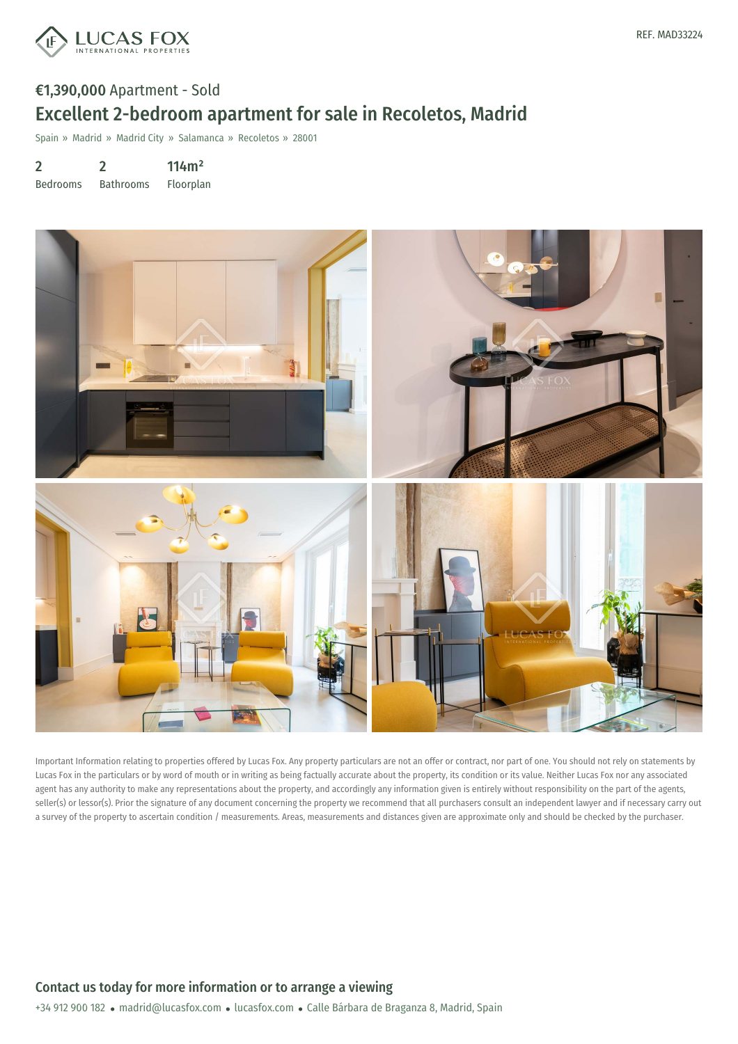LUCAS FOX
INTERNATIONAL PROPERTIES

REF. MAD33224

€1,390,000 Apartment - Sold

# Excellent 2-bedroom apartment for sale in Recoletos, Madrid

Spain » Madrid » Madrid City » Salamanca » Recoletos » 28001

| 2 | 2 | 114m² |
| --- | --- | --- |
| Bedrooms | Bathrooms | Floorplan |

Important Information relating to properties offered by Lucas Fox. Any property particulars are not an offer or contract, nor part of one. You should not rely on statements by Lucas Fox in the particulars or by word of mouth or in writing as being factually accurate about the property, its condition or its value. Neither Lucas Fox nor any associated agent has any authority to make any representations about the property, and accordingly any information given is entirely without responsibility on the part of the agents, seller(s) or lessor(s). Prior the signature of any document concerning the property we recommend that all purchasers consult an independent lawyer and if necessary carry out a survey of the property to ascertain condition / measurements. Areas, measurements and distances given are approximate only and should be checked by the purchaser.

## Contact us today for more information or to arrange a viewing

+34 912 900 182 • madrid@lucasfox.com • lucasfox.com • Calle Bárbara de Braganza 8, Madrid, Spain